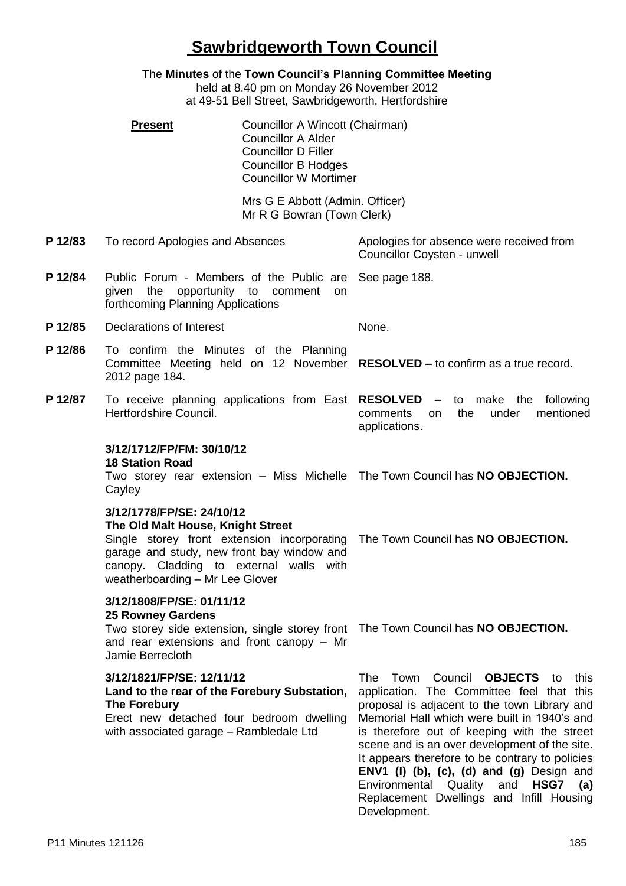# Sawbridgeworth Town Council

The **Minutes** of the **Town Council's Planning Committee Meeting**
held at 8.40 pm on Monday 26 November 2012
at 49-51 Bell Street, Sawbridgeworth, Hertfordshire

**Present**

Councillor A Wincott (Chairman)
Councillor A Alder
Councillor D Filler
Councillor B Hodges
Councillor W Mortimer

Mrs G E Abbott (Admin. Officer)
Mr R G Bowran (Town Clerk)

| | | |
|---|---|---|
| **P 12/83** | To record Apologies and Absences | Apologies for absence were received from Councillor Coysten - unwell |
| **P 12/84** | Public Forum - Members of the Public are given the opportunity to comment on forthcoming Planning Applications | See page 188. |
| **P 12/85** | Declarations of Interest | None. |
| **P 12/86** | To confirm the Minutes of the Planning Committee Meeting held on 12 November 2012 page 184. | **RESOLVED –** to confirm as a true record. |
| **P 12/87** | To receive planning applications from East Hertfordshire Council. | **RESOLVED –** to make the following comments on the under mentioned applications. |

**3/12/1712/FP/FM: 30/10/12**
**18 Station Road**
Two storey rear extension – Miss Michelle Cayley

The Town Council has **NO OBJECTION.**

**3/12/1778/FP/SE: 24/10/12**
**The Old Malt House, Knight Street**
Single storey front extension incorporating garage and study, new front bay window and canopy. Cladding to external walls with weatherboarding – Mr Lee Glover

The Town Council has **NO OBJECTION.**

**3/12/1808/FP/SE: 01/11/12**
**25 Rowney Gardens**
Two storey side extension, single storey front and rear extensions and front canopy – Mr Jamie Berrecloth

The Town Council has **NO OBJECTION.**

**3/12/1821/FP/SE: 12/11/12**
**Land to the rear of the Forebury Substation, The Forebury**
Erect new detached four bedroom dwelling with associated garage – Rambledale Ltd

The Town Council **OBJECTS** to this application. The Committee feel that this proposal is adjacent to the town Library and Memorial Hall which were built in 1940's and is therefore out of keeping with the street scene and is an over development of the site. It appears therefore to be contrary to policies **ENV1 (I) (b), (c), (d) and (g)** Design and Environmental Quality and **HSG7 (a)** Replacement Dwellings and Infill Housing Development.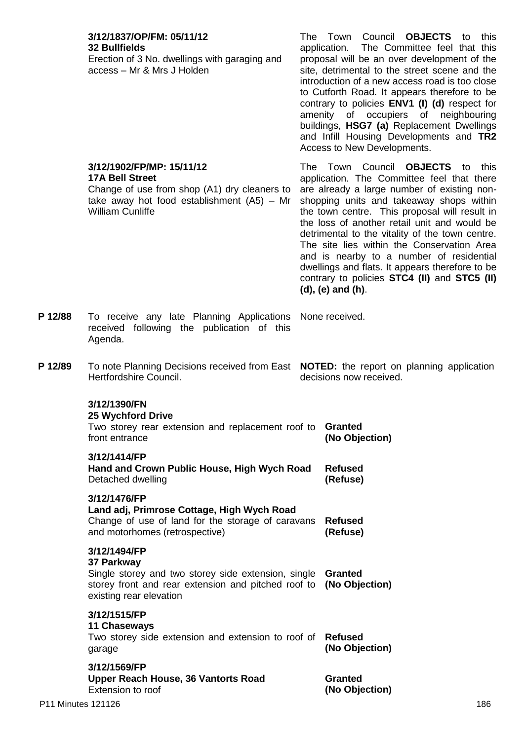**3/12/1837/OP/FM: 05/11/12**
**32 Bullfields**
Erection of 3 No. dwellings with garaging and access – Mr & Mrs J Holden

The Town Council **OBJECTS** to this application. The Committee feel that this proposal will be an over development of the site, detrimental to the street scene and the introduction of a new access road is too close to Cutforth Road. It appears therefore to be contrary to policies **ENV1 (I) (d)** respect for amenity of occupiers of neighbouring buildings, **HSG7 (a)** Replacement Dwellings and Infill Housing Developments and **TR2** Access to New Developments.

**3/12/1902/FP/MP: 15/11/12**
**17A Bell Street**
Change of use from shop (A1) dry cleaners to take away hot food establishment (A5) – Mr William Cunliffe

The Town Council **OBJECTS** to this application. The Committee feel that there are already a large number of existing non-shopping units and takeaway shops within the town centre. This proposal will result in the loss of another retail unit and would be detrimental to the vitality of the town centre. The site lies within the Conservation Area and is nearby to a number of residential dwellings and flats. It appears therefore to be contrary to policies **STC4 (II)** and **STC5 (II) (d), (e) and (h)**.

**P 12/88** To receive any late Planning Applications received following the publication of this Agenda.

None received.

**P 12/89** To note Planning Decisions received from East Hertfordshire Council.

**NOTED:** the report on planning application decisions now received.

| Application | Decision |
|---|---|
| **3/12/1390/FN** **25 Wychford Drive** Two storey rear extension and replacement roof to front entrance | **Granted (No Objection)** |
| **3/12/1414/FP** **Hand and Crown Public House, High Wych Road** Detached dwelling | **Refused (Refuse)** |
| **3/12/1476/FP** **Land adj, Primrose Cottage, High Wych Road** Change of use of land for the storage of caravans and motorhomes (retrospective) | **Refused (Refuse)** |
| **3/12/1494/FP** **37 Parkway** Single storey and two storey side extension, single storey front and rear extension and pitched roof to existing rear elevation | **Granted (No Objection)** |
| **3/12/1515/FP** **11 Chaseways** Two storey side extension and extension to roof of garage | **Refused (No Objection)** |
| **3/12/1569/FP** **Upper Reach House, 36 Vantorts Road** Extension to roof | **Granted (No Objection)** |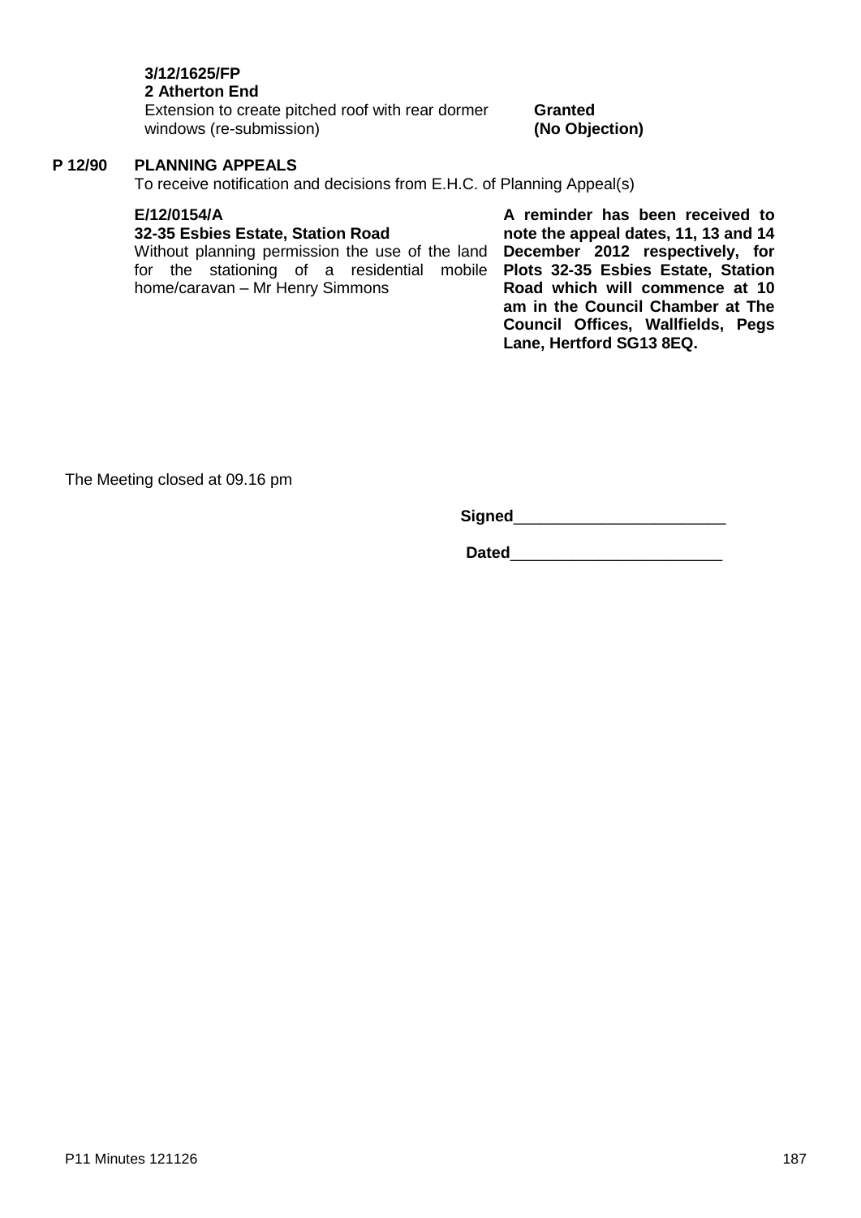**3/12/1625/FP**
**2 Atherton End**

Extension to create pitched roof with rear dormer windows (re-submission) — **Granted (No Objection)**

## P 12/90 PLANNING APPEALS

To receive notification and decisions from E.H.C. of Planning Appeal(s)

**E/12/0154/A**
**32-35 Esbies Estate, Station Road**

Without planning permission the use of the land for the stationing of a residential mobile home/caravan – Mr Henry Simmons

**A reminder has been received to note the appeal dates, 11, 13 and 14 December 2012 respectively, for Plots 32-35 Esbies Estate, Station Road which will commence at 10 am in the Council Chamber at The Council Offices, Wallfields, Pegs Lane, Hertford SG13 8EQ.**

The Meeting closed at 09.16 pm

**Signed**________________________

**Dated**________________________

P11 Minutes 121126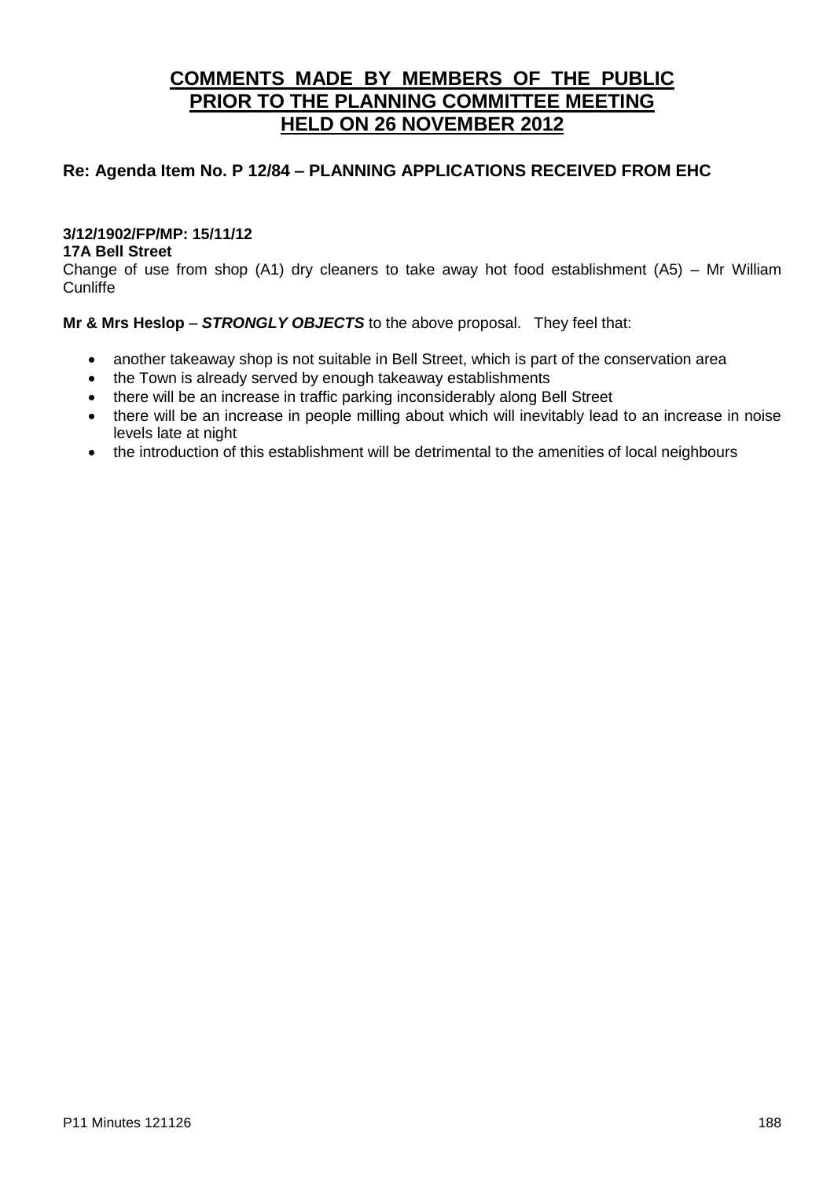# COMMENTS MADE BY MEMBERS OF THE PUBLIC PRIOR TO THE PLANNING COMMITTEE MEETING HELD ON 26 NOVEMBER 2012

## Re: Agenda Item No. P 12/84 – PLANNING APPLICATIONS RECEIVED FROM EHC

**3/12/1902/FP/MP: 15/11/12**
**17A Bell Street**
Change of use from shop (A1) dry cleaners to take away hot food establishment (A5) – Mr William Cunliffe

**Mr & Mrs Heslop** – ***STRONGLY OBJECTS*** to the above proposal. They feel that:

- another takeaway shop is not suitable in Bell Street, which is part of the conservation area
- the Town is already served by enough takeaway establishments
- there will be an increase in traffic parking inconsiderably along Bell Street
- there will be an increase in people milling about which will inevitably lead to an increase in noise levels late at night
- the introduction of this establishment will be detrimental to the amenities of local neighbours